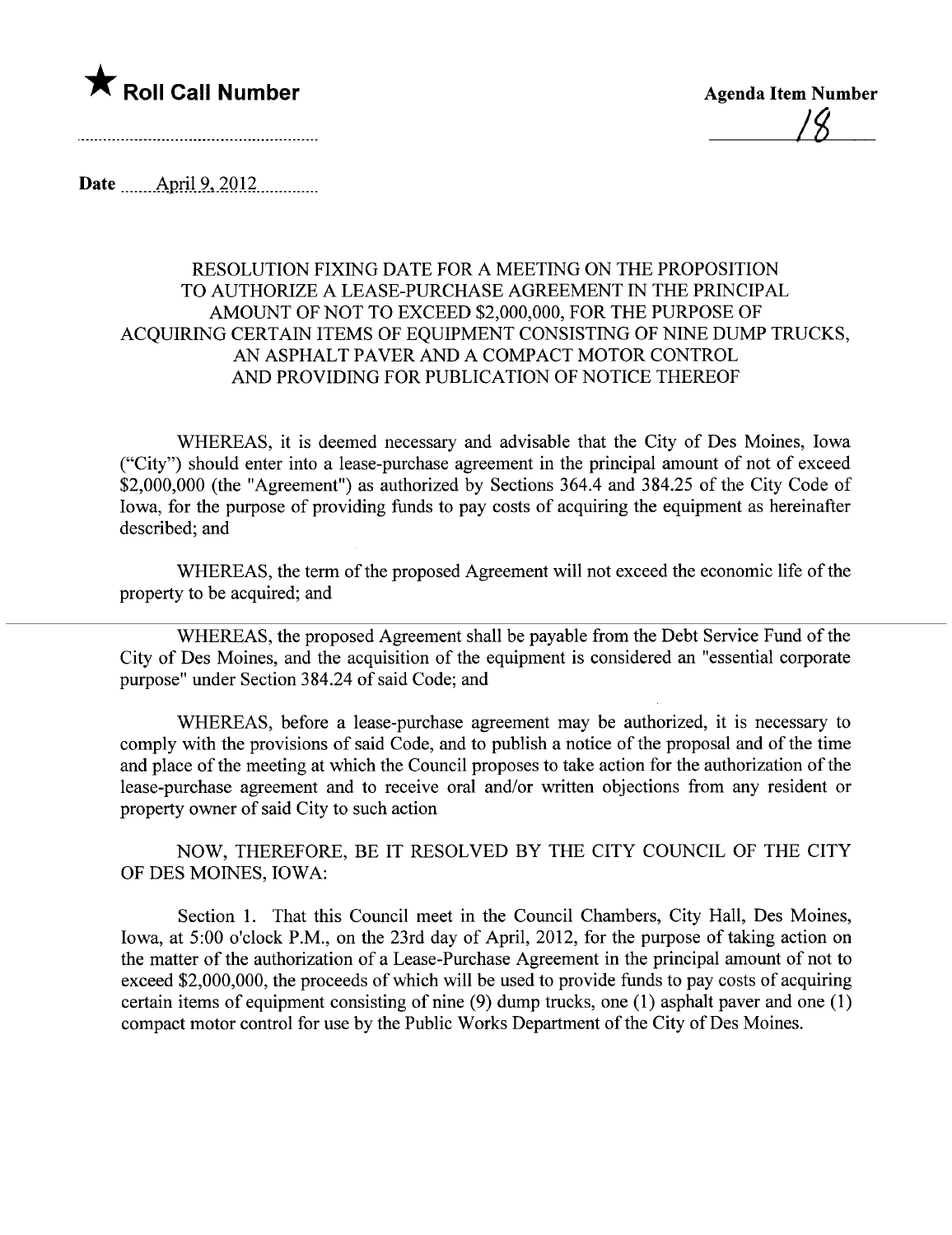★ **Roll Call Number**

**Agenda Item Number**

18

**Date** April 9, 2012

RESOLUTION FIXING DATE FOR A MEETING ON THE PROPOSITION TO AUTHORIZE A LEASE-PURCHASE AGREEMENT IN THE PRINCIPAL AMOUNT OF NOT TO EXCEED $2,000,000, FOR THE PURPOSE OF ACQUIRING CERTAIN ITEMS OF EQUIPMENT CONSISTING OF NINE DUMP TRUCKS, AN ASPHALT PAVER AND A COMPACT MOTOR CONTROL AND PROVIDING FOR PUBLICATION OF NOTICE THEREOF

WHEREAS, it is deemed necessary and advisable that the City of Des Moines, Iowa ("City") should enter into a lease-purchase agreement in the principal amount of not of exceed $2,000,000 (the "Agreement") as authorized by Sections 364.4 and 384.25 of the City Code of Iowa, for the purpose of providing funds to pay costs of acquiring the equipment as hereinafter described; and

WHEREAS, the term of the proposed Agreement will not exceed the economic life of the property to be acquired; and

WHEREAS, the proposed Agreement shall be payable from the Debt Service Fund of the City of Des Moines, and the acquisition of the equipment is considered an "essential corporate purpose" under Section 384.24 of said Code; and

WHEREAS, before a lease-purchase agreement may be authorized, it is necessary to comply with the provisions of said Code, and to publish a notice of the proposal and of the time and place of the meeting at which the Council proposes to take action for the authorization of the lease-purchase agreement and to receive oral and/or written objections from any resident or property owner of said City to such action

NOW, THEREFORE, BE IT RESOLVED BY THE CITY COUNCIL OF THE CITY OF DES MOINES, IOWA:

Section 1. That this Council meet in the Council Chambers, City Hall, Des Moines, Iowa, at 5:00 o'clock P.M., on the 23rd day of April, 2012, for the purpose of taking action on the matter of the authorization of a Lease-Purchase Agreement in the principal amount of not to exceed $2,000,000, the proceeds of which will be used to provide funds to pay costs of acquiring certain items of equipment consisting of nine (9) dump trucks, one (1) asphalt paver and one (1) compact motor control for use by the Public Works Department of the City of Des Moines.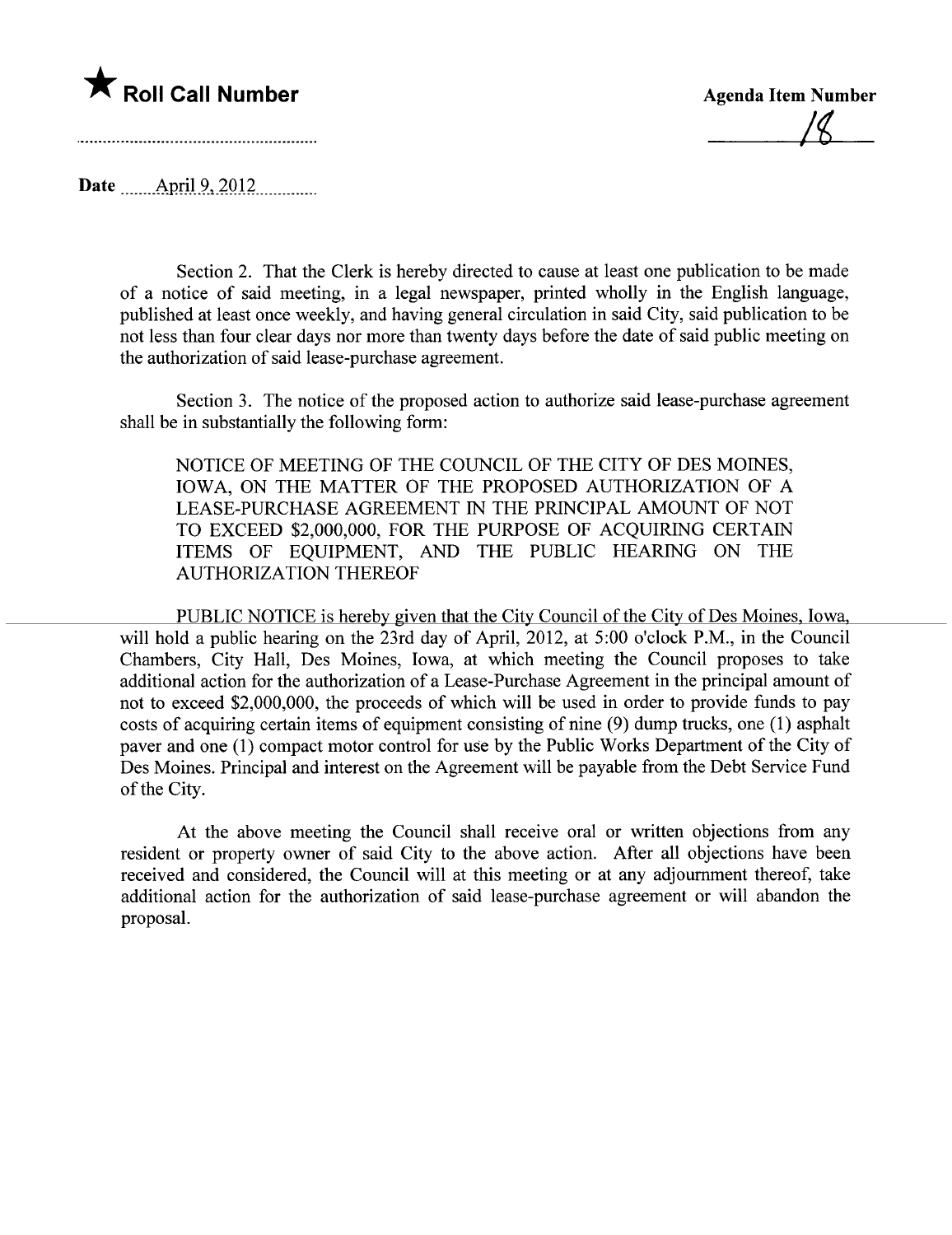★ **Roll Call Number**

**Agenda Item Number**

18

**Date** April 9, 2012

Section 2. That the Clerk is hereby directed to cause at least one publication to be made of a notice of said meeting, in a legal newspaper, printed wholly in the English language, published at least once weekly, and having general circulation in said City, said publication to be not less than four clear days nor more than twenty days before the date of said public meeting on the authorization of said lease-purchase agreement.

Section 3. The notice of the proposed action to authorize said lease-purchase agreement shall be in substantially the following form:

NOTICE OF MEETING OF THE COUNCIL OF THE CITY OF DES MOINES, IOWA, ON THE MATTER OF THE PROPOSED AUTHORIZATION OF A LEASE-PURCHASE AGREEMENT IN THE PRINCIPAL AMOUNT OF NOT TO EXCEED $2,000,000, FOR THE PURPOSE OF ACQUIRING CERTAIN ITEMS OF EQUIPMENT, AND THE PUBLIC HEARING ON THE AUTHORIZATION THEREOF

PUBLIC NOTICE is hereby given that the City Council of the City of Des Moines, Iowa, will hold a public hearing on the 23rd day of April, 2012, at 5:00 o'clock P.M., in the Council Chambers, City Hall, Des Moines, Iowa, at which meeting the Council proposes to take additional action for the authorization of a Lease-Purchase Agreement in the principal amount of not to exceed $2,000,000, the proceeds of which will be used in order to provide funds to pay costs of acquiring certain items of equipment consisting of nine (9) dump trucks, one (1) asphalt paver and one (1) compact motor control for use by the Public Works Department of the City of Des Moines. Principal and interest on the Agreement will be payable from the Debt Service Fund of the City.

At the above meeting the Council shall receive oral or written objections from any resident or property owner of said City to the above action. After all objections have been received and considered, the Council will at this meeting or at any adjournment thereof, take additional action for the authorization of said lease-purchase agreement or will abandon the proposal.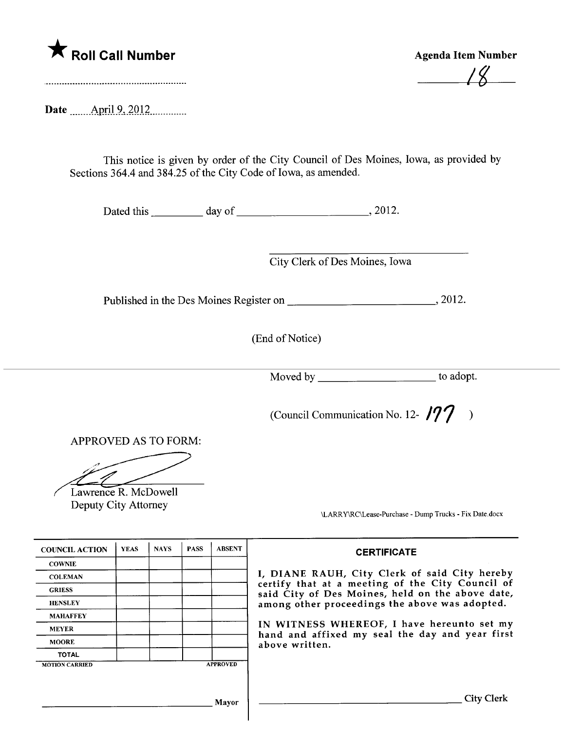★ **Roll Call Number**

**Agenda Item Number**

18

**Date** April 9, 2012

This notice is given by order of the City Council of Des Moines, Iowa, as provided by Sections 364.4 and 384.25 of the City Code of Iowa, as amended.

Dated this __________ day of ________________________, 2012.

______________________________
City Clerk of Des Moines, Iowa

Published in the Des Moines Register on ___________________________, 2012.

(End of Notice)

Moved by ______________________ to adopt.

(Council Communication No. 12- 177 )

APPROVED AS TO FORM:

Lawrence R. McDowell
Deputy City Attorney

\LARRY\RC\Lease-Purchase - Dump Trucks - Fix Date.docx

| COUNCIL ACTION | YEAS | NAYS | PASS | ABSENT |
|---|---|---|---|---|
| COWNIE | | | | |
| COLEMAN | | | | |
| GRIESS | | | | |
| HENSLEY | | | | |
| MAHAFFEY | | | | |
| MEYER | | | | |
| MOORE | | | | |
| TOTAL | | | | |

MOTION CARRIED APPROVED

______________________________ Mayor

**CERTIFICATE**

I, DIANE RAUH, City Clerk of said City hereby certify that at a meeting of the City Council of said City of Des Moines, held on the above date, among other proceedings the above was adopted.

IN WITNESS WHEREOF, I have hereunto set my hand and affixed my seal the day and year first above written.

______________________________ City Clerk